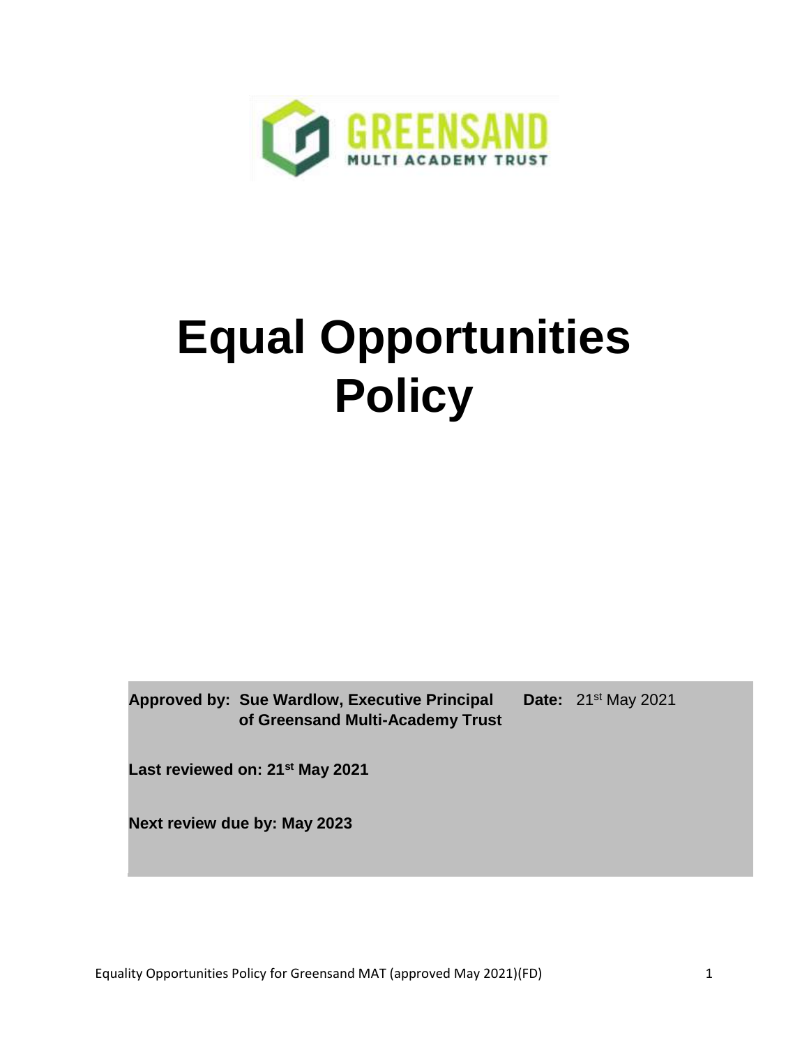GREENSAND

MULTI ACADEMY TRUST

# Equal Opportunities Policy

**Approved by:** **Sue Wardlow, Executive Principal of Greensand Multi-Academy Trust** **Date:** 21st May 2021

**Last reviewed on: 21st May 2021**

**Next review due by: May 2023**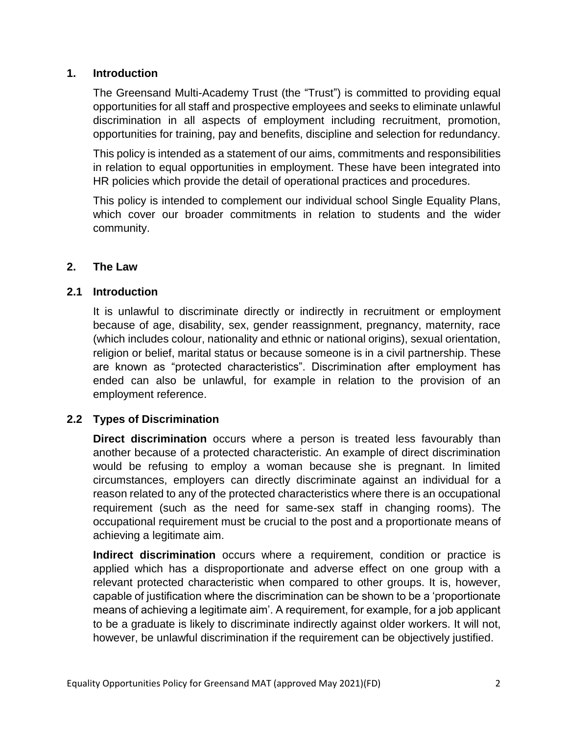## 1. Introduction

The Greensand Multi-Academy Trust (the "Trust") is committed to providing equal opportunities for all staff and prospective employees and seeks to eliminate unlawful discrimination in all aspects of employment including recruitment, promotion, opportunities for training, pay and benefits, discipline and selection for redundancy.

This policy is intended as a statement of our aims, commitments and responsibilities in relation to equal opportunities in employment. These have been integrated into HR policies which provide the detail of operational practices and procedures.

This policy is intended to complement our individual school Single Equality Plans, which cover our broader commitments in relation to students and the wider community.

## 2. The Law

### 2.1 Introduction

It is unlawful to discriminate directly or indirectly in recruitment or employment because of age, disability, sex, gender reassignment, pregnancy, maternity, race (which includes colour, nationality and ethnic or national origins), sexual orientation, religion or belief, marital status or because someone is in a civil partnership. These are known as "protected characteristics". Discrimination after employment has ended can also be unlawful, for example in relation to the provision of an employment reference.

### 2.2 Types of Discrimination

**Direct discrimination** occurs where a person is treated less favourably than another because of a protected characteristic. An example of direct discrimination would be refusing to employ a woman because she is pregnant. In limited circumstances, employers can directly discriminate against an individual for a reason related to any of the protected characteristics where there is an occupational requirement (such as the need for same-sex staff in changing rooms). The occupational requirement must be crucial to the post and a proportionate means of achieving a legitimate aim.

**Indirect discrimination** occurs where a requirement, condition or practice is applied which has a disproportionate and adverse effect on one group with a relevant protected characteristic when compared to other groups. It is, however, capable of justification where the discrimination can be shown to be a 'proportionate means of achieving a legitimate aim'. A requirement, for example, for a job applicant to be a graduate is likely to discriminate indirectly against older workers. It will not, however, be unlawful discrimination if the requirement can be objectively justified.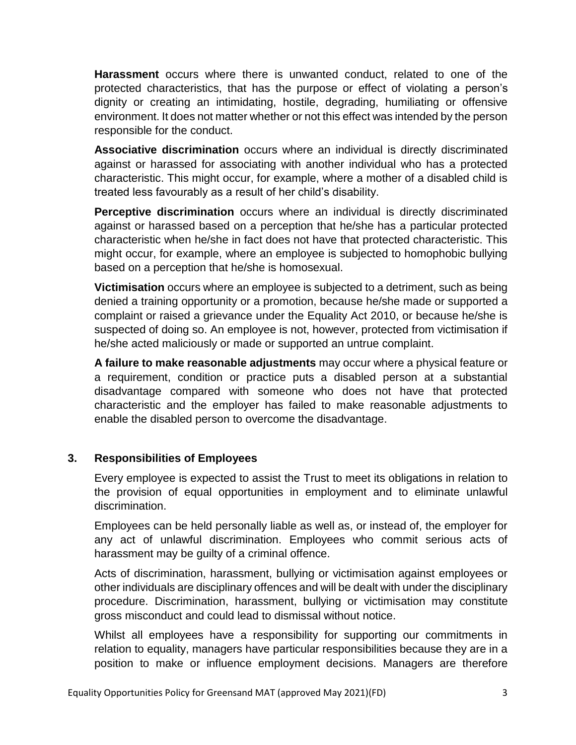**Harassment** occurs where there is unwanted conduct, related to one of the protected characteristics, that has the purpose or effect of violating a person's dignity or creating an intimidating, hostile, degrading, humiliating or offensive environment. It does not matter whether or not this effect was intended by the person responsible for the conduct.

**Associative discrimination** occurs where an individual is directly discriminated against or harassed for associating with another individual who has a protected characteristic. This might occur, for example, where a mother of a disabled child is treated less favourably as a result of her child's disability.

**Perceptive discrimination** occurs where an individual is directly discriminated against or harassed based on a perception that he/she has a particular protected characteristic when he/she in fact does not have that protected characteristic. This might occur, for example, where an employee is subjected to homophobic bullying based on a perception that he/she is homosexual.

**Victimisation** occurs where an employee is subjected to a detriment, such as being denied a training opportunity or a promotion, because he/she made or supported a complaint or raised a grievance under the Equality Act 2010, or because he/she is suspected of doing so. An employee is not, however, protected from victimisation if he/she acted maliciously or made or supported an untrue complaint.

**A failure to make reasonable adjustments** may occur where a physical feature or a requirement, condition or practice puts a disabled person at a substantial disadvantage compared with someone who does not have that protected characteristic and the employer has failed to make reasonable adjustments to enable the disabled person to overcome the disadvantage.

## 3. Responsibilities of Employees

Every employee is expected to assist the Trust to meet its obligations in relation to the provision of equal opportunities in employment and to eliminate unlawful discrimination.

Employees can be held personally liable as well as, or instead of, the employer for any act of unlawful discrimination. Employees who commit serious acts of harassment may be guilty of a criminal offence.

Acts of discrimination, harassment, bullying or victimisation against employees or other individuals are disciplinary offences and will be dealt with under the disciplinary procedure. Discrimination, harassment, bullying or victimisation may constitute gross misconduct and could lead to dismissal without notice.

Whilst all employees have a responsibility for supporting our commitments in relation to equality, managers have particular responsibilities because they are in a position to make or influence employment decisions. Managers are therefore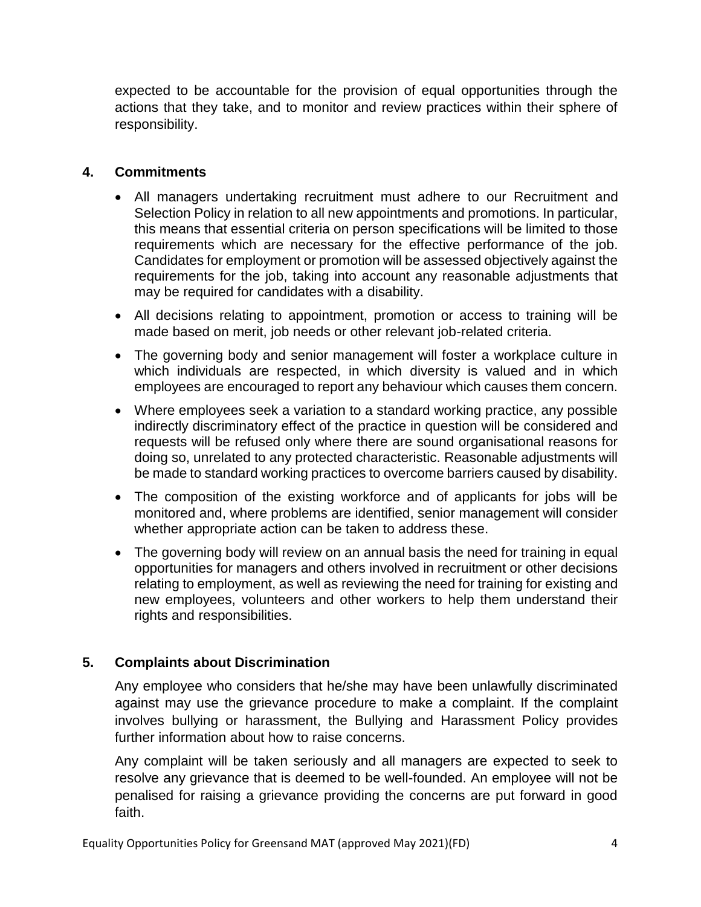expected to be accountable for the provision of equal opportunities through the actions that they take, and to monitor and review practices within their sphere of responsibility.

## 4. Commitments

- All managers undertaking recruitment must adhere to our Recruitment and Selection Policy in relation to all new appointments and promotions. In particular, this means that essential criteria on person specifications will be limited to those requirements which are necessary for the effective performance of the job. Candidates for employment or promotion will be assessed objectively against the requirements for the job, taking into account any reasonable adjustments that may be required for candidates with a disability.
- All decisions relating to appointment, promotion or access to training will be made based on merit, job needs or other relevant job-related criteria.
- The governing body and senior management will foster a workplace culture in which individuals are respected, in which diversity is valued and in which employees are encouraged to report any behaviour which causes them concern.
- Where employees seek a variation to a standard working practice, any possible indirectly discriminatory effect of the practice in question will be considered and requests will be refused only where there are sound organisational reasons for doing so, unrelated to any protected characteristic. Reasonable adjustments will be made to standard working practices to overcome barriers caused by disability.
- The composition of the existing workforce and of applicants for jobs will be monitored and, where problems are identified, senior management will consider whether appropriate action can be taken to address these.
- The governing body will review on an annual basis the need for training in equal opportunities for managers and others involved in recruitment or other decisions relating to employment, as well as reviewing the need for training for existing and new employees, volunteers and other workers to help them understand their rights and responsibilities.

## 5. Complaints about Discrimination

Any employee who considers that he/she may have been unlawfully discriminated against may use the grievance procedure to make a complaint. If the complaint involves bullying or harassment, the Bullying and Harassment Policy provides further information about how to raise concerns.

Any complaint will be taken seriously and all managers are expected to seek to resolve any grievance that is deemed to be well-founded. An employee will not be penalised for raising a grievance providing the concerns are put forward in good faith.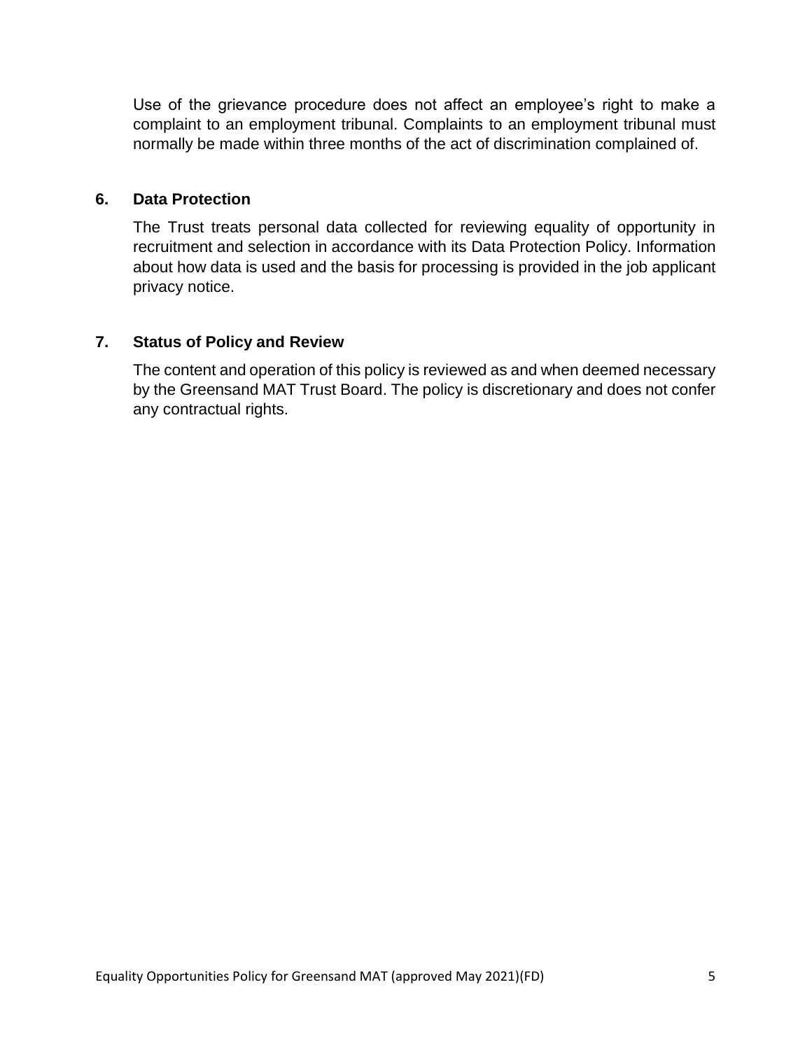Use of the grievance procedure does not affect an employee's right to make a complaint to an employment tribunal. Complaints to an employment tribunal must normally be made within three months of the act of discrimination complained of.

## 6. Data Protection

The Trust treats personal data collected for reviewing equality of opportunity in recruitment and selection in accordance with its Data Protection Policy. Information about how data is used and the basis for processing is provided in the job applicant privacy notice.

## 7. Status of Policy and Review

The content and operation of this policy is reviewed as and when deemed necessary by the Greensand MAT Trust Board. The policy is discretionary and does not confer any contractual rights.